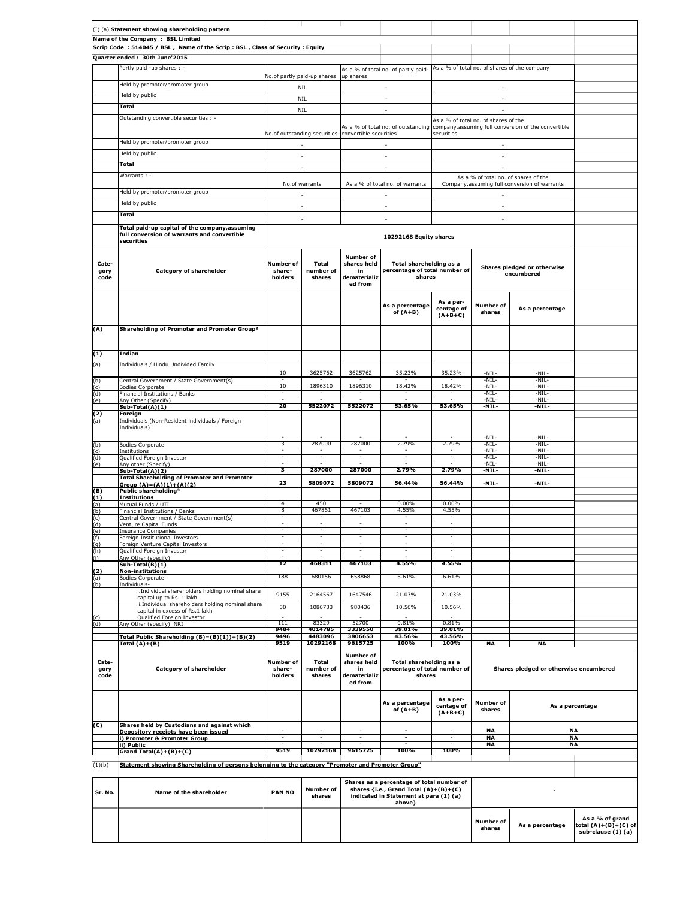(I) (a) **Statement showing shareholding pattern**

**Name of the Company : BSL Limited**

**Scrip Code : 514045 / BSL , Name of the Scrip : BSL , Class of Security : Equity**

**Quarter ended : 30th June'2015**

| Partly paid -up shares : - | No.of partly paid-up shares | As a % of total no. of partly paid-up shares | As a % of total no. of shares of the company |
|---|---|---|---|
| Held by promoter/promoter group | NIL | - | - |
| Held by public | NIL | - | - |
| **Total** | NIL | - | - |

| Outstanding convertible securities : - | No.of outstanding securities | As a % of total no. of outstanding convertible securities | As a % of total no. of shares of the company,assuming full conversion of the convertible securities |
|---|---|---|---|
| Held by promoter/promoter group | - | - | - |
| Held by public | - | - | - |
| **Total** | - | - | - |

| Warrants : - | No.of warrants | As a % of total no. of warrants | As a % of total no. of shares of the Company,assuming full conversion of warrants |
|---|---|---|---|
| Held by promoter/promoter group | - | - | - |
| Held by public | - | - | - |
| **Total** | - | - | - |

| **Total paid-up capital of the company,assuming full conversion of warrants and convertible securities** | **10292168 Equity shares** |
|---|---|

| Cate-gory code | Category of shareholder | Number of share-holders | Total number of shares | Number of shares held in dematerialized from | Total shareholding as a percentage of total number of shares | | Shares pledged or otherwise encumbered | |
|---|---|---|---|---|---|---|---|---|
| | | | | | As a percentage of (A+B) | As a per-centage of (A+B+C) | Number of shares | As a percentage |
| **(A)** | **Shareholding of Promoter and Promoter Group[3]** | | | | | | | |
| **(1)** | **Indian** | | | | | | | |
| (a) | Individuals / Hindu Undivided Family | 10 | 3625762 | 3625762 | 35.23% | 35.23% | -NIL- | -NIL- |
| (b) | Central Government / State Government(s) | - | - | - | - | - | -NIL- | -NIL- |
| (c) | Bodies Corporate | 10 | 1896310 | 1896310 | 18.42% | 18.42% | -NIL- | -NIL- |
| (d) | Financial Institutions / Banks | - | - | - | - | - | -NIL- | -NIL- |
| (e) | Any Other (Specify) | - | - | - | - | - | -NIL- | -NIL- |
| | **Sub-Total(A)(1)** | **20** | **5522072** | **5522072** | **53.65%** | **53.65%** | **-NIL-** | **-NIL-** |
| **(2)** | **Foreign** | | | | | | | |
| (a) | Individuals (Non-Resident individuals / Foreign Individuals) | - | - | - | - | - | -NIL- | -NIL- |
| (b) | Bodies Corporate | 3 | 287000 | 287000 | 2.79% | 2.79% | -NIL- | -NIL- |
| (c) | Institutions | - | - | - | - | - | -NIL- | -NIL- |
| (d) | Qualified Foreign Investor | - | - | - | - | - | -NIL- | -NIL- |
| (e) | Any other (Specify) | - | - | - | - | - | -NIL- | -NIL- |
| | **Sub-Total(A)(2)** | **3** | **287000** | **287000** | **2.79%** | **2.79%** | **-NIL-** | **-NIL-** |
| | **Total Shareholding of Promoter and Promoter Group (A)=(A)(1)+(A)(2)** | **23** | **5809072** | **5809072** | **56.44%** | **56.44%** | **-NIL-** | **-NIL-** |
| **(B)** | **Public shareholding[3]** | | | | | | | |
| **(1)** | **Institutions** | | | | | | | |
| (a) | Mutual Funds / UTI | 4 | 450 | - | 0.00% | 0.00% | | |
| (b) | Financial Institutions / Banks | 8 | 467861 | 467103 | 4.55% | 4.55% | | |
| (c) | Central Government / State Government(s) | - | - | - | - | - | | |
| (d) | Venture Capital Funds | - | - | - | - | - | | |
| (e) | Insurance Companies | - | - | - | - | - | | |
| (f) | Foreign Institutional Investors | - | - | - | - | - | | |
| (g) | Foreign Venture Capital Investors | - | - | - | - | - | | |
| (h) | Qualified Foreign Investor | - | - | - | - | - | | |
| (i) | Any Other (specify) | - | - | - | - | - | | |
| | **Sub-Total(B)(1)** | **12** | **468311** | **467103** | **4.55%** | **4.55%** | | |
| **(2)** | **Non-institutions** | | | | | | | |
| (a) | Bodies Corporate | 188 | 680156 | 658868 | 6.61% | 6.61% | | |
| (b) | Individuals- | | | | | | | |
| | i.Individual shareholders holding nominal share capital up to Rs. 1 lakh. | 9155 | 2164567 | 1647546 | 21.03% | 21.03% | | |
| | ii.Individual shareholders holding nominal share capital in excess of Rs.1 lakh | 30 | 1086733 | 980436 | 10.56% | 10.56% | | |
| (c) | Qualified Foreign Investor | - | - | - | - | - | | |
| (d) | Any Other (specify) NRI | 111 | 83329 | 52700 | 0.81% | 0.81% | | |
| | | **9484** | **4014785** | **3339550** | **39.01%** | **39.01%** | | |
| | **Total Public Shareholding (B)=(B)(1))+(B)(2)** | **9496** | **4483096** | **3806653** | **43.56%** | **43.56%** | | |
| | **Total (A)+(B)** | **9519** | **10292168** | **9615725** | **100%** | **100%** | **NA** | **NA** |

| Cate-gory code | Category of shareholder | Number of share-holders | Total number of shares | Number of shares held in dematerialized from | Total shareholding as a percentage of total number of shares | | Shares pledged or otherwise encumbered | |
|---|---|---|---|---|---|---|---|---|
| | | | | | As a percentage of (A+B) | As a per-centage of (A+B+C) | Number of shares | As a percentage |
| **(C)** | **Shares held by Custodians and against which Depository receipts have been issued** | - | - | - | - | - | **NA** | **NA** |
| | **i) Promoter & Promoter Group** | - | - | - | - | - | **NA** | **NA** |
| | **ii) Public** | - | - | - | - | - | **NA** | **NA** |
| | **Grand Total(A)+(B)+(C)** | **9519** | **10292168** | **9615725** | **100%** | **100%** | | |

(1)(b) **Statement showing Shareholding of persons belonging to the category "Promoter and Promoter Group"**

| Sr. No. | Name of the shareholder | PAN NO | Number of shares | Shares as a percentage of total number of shares {i.e., Grand Total (A)+(B)+(C) indicated in Statement at para (1) (a) above} | ` | | |
|---|---|---|---|---|---|---|---|
| | | | | | Number of shares | As a percentage | As a % of grand total (A)+(B)+(C) of sub-clause (1) (a) |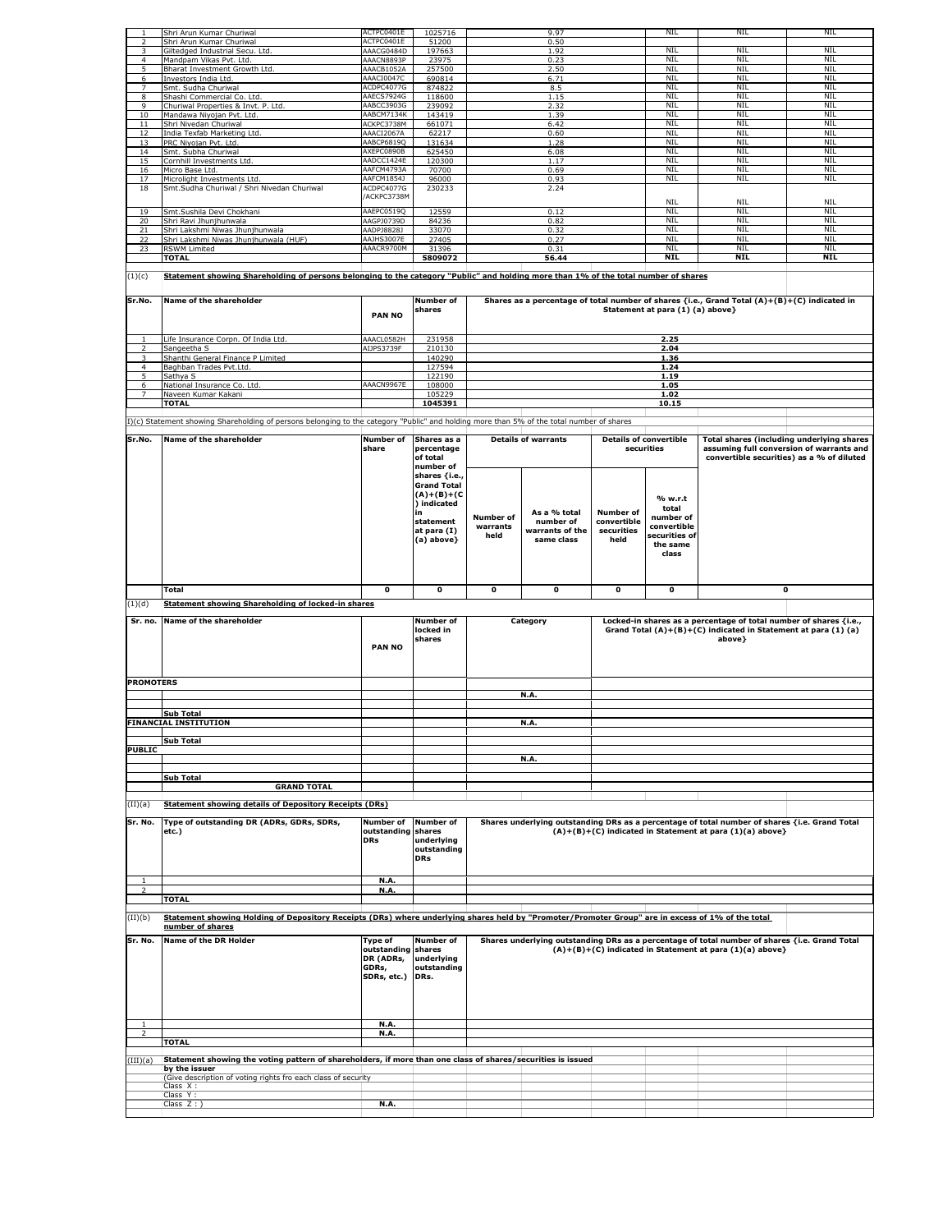| | | | | | | | |
|---|---|---|---|---|---|---|---|
| 1 | Shri Arun Kumar Churiwal | ACTPC0401E | 1025716 | 9.97 | NIL | NIL | NIL |
| 2 | Shri Arun Kumar Churiwal | ACTPC0401E | 51200 | 0.50 | | | |
| 3 | Giltedged Industrial Secu. Ltd. | AAACG0484D | 197663 | 1.92 | NIL | NIL | NIL |
| 4 | Mandpam Vikas Pvt. Ltd. | AAACN8893P | 23975 | 0.23 | NIL | NIL | NIL |
| 5 | Bharat Investment Growth Ltd. | AAACB1052A | 257500 | 2.50 | NIL | NIL | NIL |
| 6 | Investors India Ltd. | AAACI0047C | 690814 | 6.71 | NIL | NIL | NIL |
| 7 | Smt. Sudha Churiwal | ACDPC4077G | 874822 | 8.5 | NIL | NIL | NIL |
| 8 | Shashi Commercial Co. Ltd. | AAECS7924G | 118600 | 1.15 | NIL | NIL | NIL |
| 9 | Churiwal Properties & Invt. P. Ltd. | AABCC3903G | 239092 | 2.32 | NIL | NIL | NIL |
| 10 | Mandawa Niyojan Pvt. Ltd. | AABCM7134K | 143419 | 1.39 | NIL | NIL | NIL |
| 11 | Shri Nivedan Churiwal | ACKPC3738M | 661071 | 6.42 | NIL | NIL | NIL |
| 12 | India Texfab Marketing Ltd. | AAACI2067A | 62217 | 0.60 | NIL | NIL | NIL |
| 13 | PRC Niyojan Pvt. Ltd. | AABCP6819Q | 131634 | 1.28 | NIL | NIL | NIL |
| 14 | Smt. Subha Churiwal | AXEPC0890B | 625450 | 6.08 | NIL | NIL | NIL |
| 15 | Cornhill Investments Ltd. | AADCC1424E | 120300 | 1.17 | NIL | NIL | NIL |
| 16 | Micro Base Ltd. | AAFCM4793A | 70700 | 0.69 | NIL | NIL | NIL |
| 17 | Microlight Investments Ltd. | AAFCM1854J | 96000 | 0.93 | NIL | NIL | NIL |
| 18 | Smt.Sudha Churiwal / Shri Nivedan Churiwal | ACDPC4077G /ACKPC3738M | 230233 | 2.24 | NIL | NIL | NIL |
| 19 | Smt.Sushila Devi Chokhani | AAEPC0519Q | 12559 | 0.12 | NIL | NIL | NIL |
| 20 | Shri Ravi Jhunjhunwala | AAGPJ0739D | 84236 | 0.82 | NIL | NIL | NIL |
| 21 | Shri Lakshmi Niwas Jhunjhunwala | AADPJ8828J | 33070 | 0.32 | NIL | NIL | NIL |
| 22 | Shri Lakshmi Niwas Jhunjhunwala (HUF) | AAJHS3007E | 27405 | 0.27 | NIL | NIL | NIL |
| 23 | RSWM Limited | AAACR9700M | 31396 | 0.31 | NIL | NIL | NIL |
| | **TOTAL** | | **5809072** | **56.44** | **NIL** | **NIL** | **NIL** |

(1)(c) **Statement showing Shareholding of persons belonging to the category "Public" and holding more than 1% of the total number of shares**

| Sr.No. | Name of the shareholder | PAN NO | Number of shares | Shares as a percentage of total number of shares {i.e., Grand Total (A)+(B)+(C) indicated in Statement at para (1) (a) above} |
|---|---|---|---|---|
| 1 | Life Insurance Corpn. Of India Ltd. | AAACL0582H | 231958 | 2.25 |
| 2 | Sangeetha S | AIJPS3739F | 210130 | 2.04 |
| 3 | Shanthi General Finance P Limited | | 140290 | 1.36 |
| 4 | Baghban Trades Pvt.Ltd. | | 127594 | 1.24 |
| 5 | Sathya S | | 122190 | 1.19 |
| 6 | National Insurance Co. Ltd. | AAACN9967E | 108000 | 1.05 |
| 7 | Naveen Kumar Kakani | | 105229 | 1.02 |
| | **TOTAL** | | **1045391** | **10.15** |

I)(c) Statement showing Shareholding of persons belonging to the category "Public" and holding more than 5% of the total number of shares

| Sr.No. | Name of the shareholder | Number of share | Shares as a percentage of total number of shares {i.e., Grand Total (A)+(B)+(C) ) indicated in statement at para (I) (a) above} | Details of warrants | | Details of convertible securities | | Total shares (including underlying shares assuming full conversion of warrants and convertible securities) as a % of diluted |
|---|---|---|---|---|---|---|---|---|
| | | | | Number of warrants held | As a % total number of warrants of the same class | Number of convertible securities held | % w.r.t total number of convertible securities of the same class | |
| | **Total** | **0** | **0** | **0** | **0** | **0** | **0** | **0** |

(1)(d) **Statement showing Shareholding of locked-in shares**

| Sr. no. | Name of the shareholder | PAN NO | Number of locked in shares | Category | Locked-in shares as a percentage of total number of shares {i.e., Grand Total (A)+(B)+(C) indicated in Statement at para (1) (a) above} |
|---|---|---|---|---|---|
| **PROMOTERS** | | | | | |
| | | | | N.A. | |
| | **Sub Total** | | | | |
| **FINANCIAL INSTITUTION** | | | | N.A. | |
| | **Sub Total** | | | | |
| **PUBLIC** | | | | | |
| | | | | N.A. | |
| | **Sub Total** | | | | |
| | **GRAND TOTAL** | | | | |

(II)(a) **Statement showing details of Depository Receipts (DRs)**

| Sr. No. | Type of outstanding DR (ADRs, GDRs, SDRs, etc.) | Number of outstanding DRs | Number of shares underlying outstanding DRs | Shares underlying outstanding DRs as a percentage of total number of shares {i.e. Grand Total (A)+(B)+(C) indicated in Statement at para (1)(a) above} |
|---|---|---|---|---|
| 1 | | N.A. | | |
| 2 | | N.A. | | |
| | **TOTAL** | | | |

(II)(b) **Statement showing Holding of Depository Receipts (DRs) where underlying shares held by "Promoter/Promoter Group" are in excess of 1% of the total number of shares**

| Sr. No. | Name of the DR Holder | Type of outstanding DR (ADRs, GDRs, SDRs, etc.) | Number of shares underlying outstanding DRs. | Shares underlying outstanding DRs as a percentage of total number of shares {i.e. Grand Total (A)+(B)+(C) indicated in Statement at para (1)(a) above} |
|---|---|---|---|---|
| 1 | | N.A. | | |
| 2 | | N.A. | | |
| | **TOTAL** | | | |

(III)(a) **Statement showing the voting pattern of shareholders, if more than one class of shares/securities is issued by the issuer**

(Give description of voting rights fro each class of security

Class X :

Class Y :

Class Z : ) N.A.